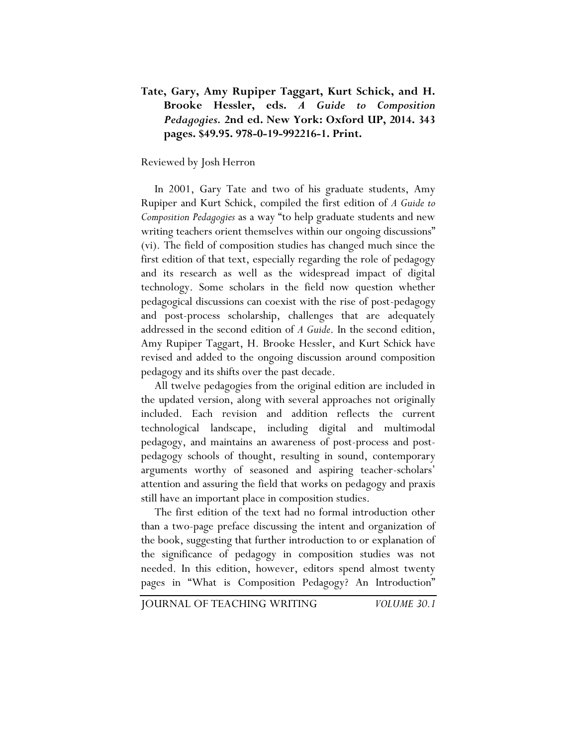**Tate, Gary, Amy Rupiper Taggart, Kurt Schick, and H. Brooke Hessler, eds. *A Guide to Composition Pedagogies.* 2nd ed. New York: Oxford UP, 2014. 343 pages. $49.95. 978-0-19-992216-1. Print.**

Reviewed by Josh Herron

In 2001, Gary Tate and two of his graduate students, Amy Rupiper and Kurt Schick, compiled the first edition of *A Guide to Composition Pedagogies* as a way "to help graduate students and new writing teachers orient themselves within our ongoing discussions" (vi). The field of composition studies has changed much since the first edition of that text, especially regarding the role of pedagogy and its research as well as the widespread impact of digital technology. Some scholars in the field now question whether pedagogical discussions can coexist with the rise of post-pedagogy and post-process scholarship, challenges that are adequately addressed in the second edition of *A Guide*. In the second edition, Amy Rupiper Taggart, H. Brooke Hessler, and Kurt Schick have revised and added to the ongoing discussion around composition pedagogy and its shifts over the past decade.

All twelve pedagogies from the original edition are included in the updated version, along with several approaches not originally included. Each revision and addition reflects the current technological landscape, including digital and multimodal pedagogy, and maintains an awareness of post-process and post-pedagogy schools of thought, resulting in sound, contemporary arguments worthy of seasoned and aspiring teacher-scholars' attention and assuring the field that works on pedagogy and praxis still have an important place in composition studies.

The first edition of the text had no formal introduction other than a two-page preface discussing the intent and organization of the book, suggesting that further introduction to or explanation of the significance of pedagogy in composition studies was not needed. In this edition, however, editors spend almost twenty pages in "What is Composition Pedagogy? An Introduction"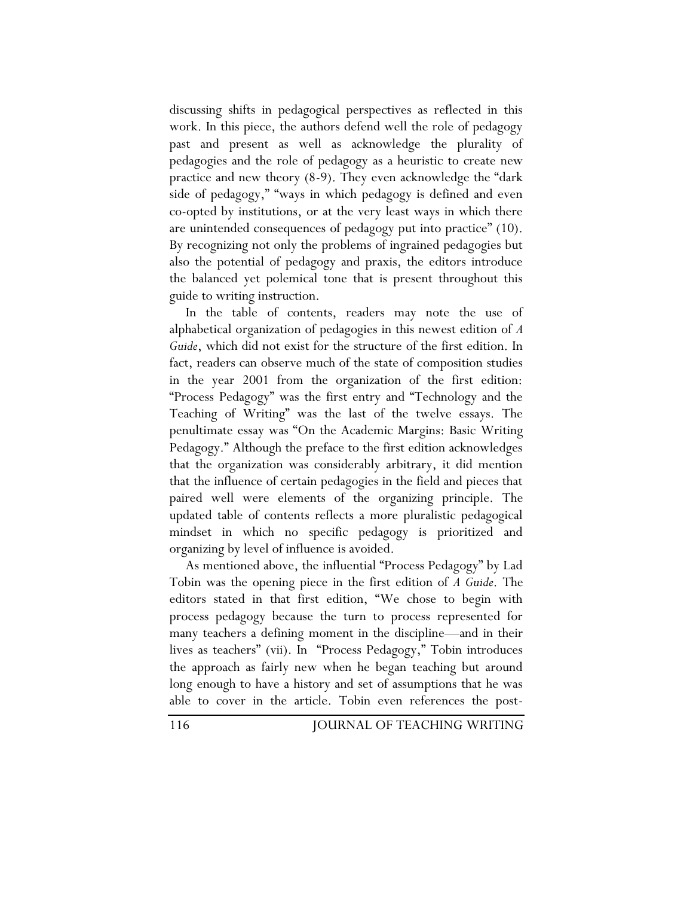discussing shifts in pedagogical perspectives as reflected in this work. In this piece, the authors defend well the role of pedagogy past and present as well as acknowledge the plurality of pedagogies and the role of pedagogy as a heuristic to create new practice and new theory (8-9). They even acknowledge the "dark side of pedagogy," "ways in which pedagogy is defined and even co-opted by institutions, or at the very least ways in which there are unintended consequences of pedagogy put into practice" (10). By recognizing not only the problems of ingrained pedagogies but also the potential of pedagogy and praxis, the editors introduce the balanced yet polemical tone that is present throughout this guide to writing instruction.

In the table of contents, readers may note the use of alphabetical organization of pedagogies in this newest edition of *A Guide*, which did not exist for the structure of the first edition. In fact, readers can observe much of the state of composition studies in the year 2001 from the organization of the first edition: "Process Pedagogy" was the first entry and "Technology and the Teaching of Writing" was the last of the twelve essays. The penultimate essay was "On the Academic Margins: Basic Writing Pedagogy." Although the preface to the first edition acknowledges that the organization was considerably arbitrary, it did mention that the influence of certain pedagogies in the field and pieces that paired well were elements of the organizing principle. The updated table of contents reflects a more pluralistic pedagogical mindset in which no specific pedagogy is prioritized and organizing by level of influence is avoided.

As mentioned above, the influential "Process Pedagogy" by Lad Tobin was the opening piece in the first edition of *A Guide*. The editors stated in that first edition, "We chose to begin with process pedagogy because the turn to process represented for many teachers a defining moment in the discipline—and in their lives as teachers" (vii). In "Process Pedagogy," Tobin introduces the approach as fairly new when he began teaching but around long enough to have a history and set of assumptions that he was able to cover in the article. Tobin even references the post-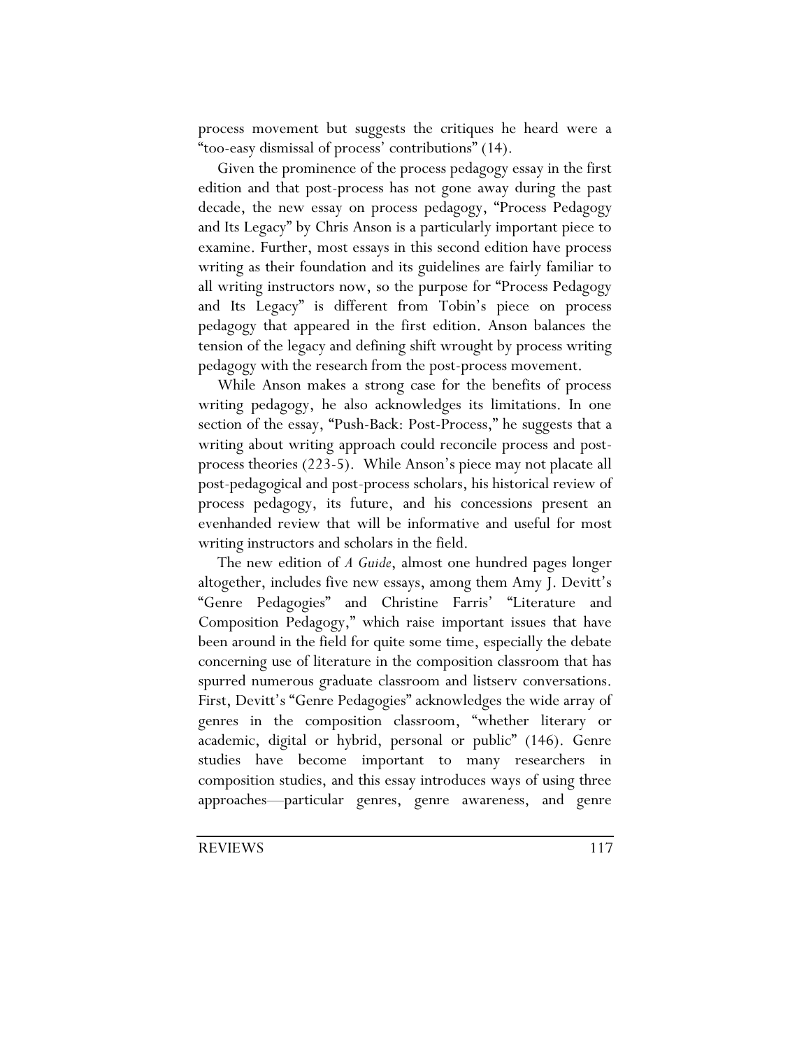process movement but suggests the critiques he heard were a "too-easy dismissal of process' contributions" (14).

Given the prominence of the process pedagogy essay in the first edition and that post-process has not gone away during the past decade, the new essay on process pedagogy, "Process Pedagogy and Its Legacy" by Chris Anson is a particularly important piece to examine. Further, most essays in this second edition have process writing as their foundation and its guidelines are fairly familiar to all writing instructors now, so the purpose for "Process Pedagogy and Its Legacy" is different from Tobin's piece on process pedagogy that appeared in the first edition. Anson balances the tension of the legacy and defining shift wrought by process writing pedagogy with the research from the post-process movement.

While Anson makes a strong case for the benefits of process writing pedagogy, he also acknowledges its limitations. In one section of the essay, "Push-Back: Post-Process," he suggests that a writing about writing approach could reconcile process and post-process theories (223-5). While Anson's piece may not placate all post-pedagogical and post-process scholars, his historical review of process pedagogy, its future, and his concessions present an evenhanded review that will be informative and useful for most writing instructors and scholars in the field.

The new edition of *A Guide*, almost one hundred pages longer altogether, includes five new essays, among them Amy J. Devitt's "Genre Pedagogies" and Christine Farris' "Literature and Composition Pedagogy," which raise important issues that have been around in the field for quite some time, especially the debate concerning use of literature in the composition classroom that has spurred numerous graduate classroom and listserv conversations. First, Devitt's "Genre Pedagogies" acknowledges the wide array of genres in the composition classroom, "whether literary or academic, digital or hybrid, personal or public" (146). Genre studies have become important to many researchers in composition studies, and this essay introduces ways of using three approaches—particular genres, genre awareness, and genre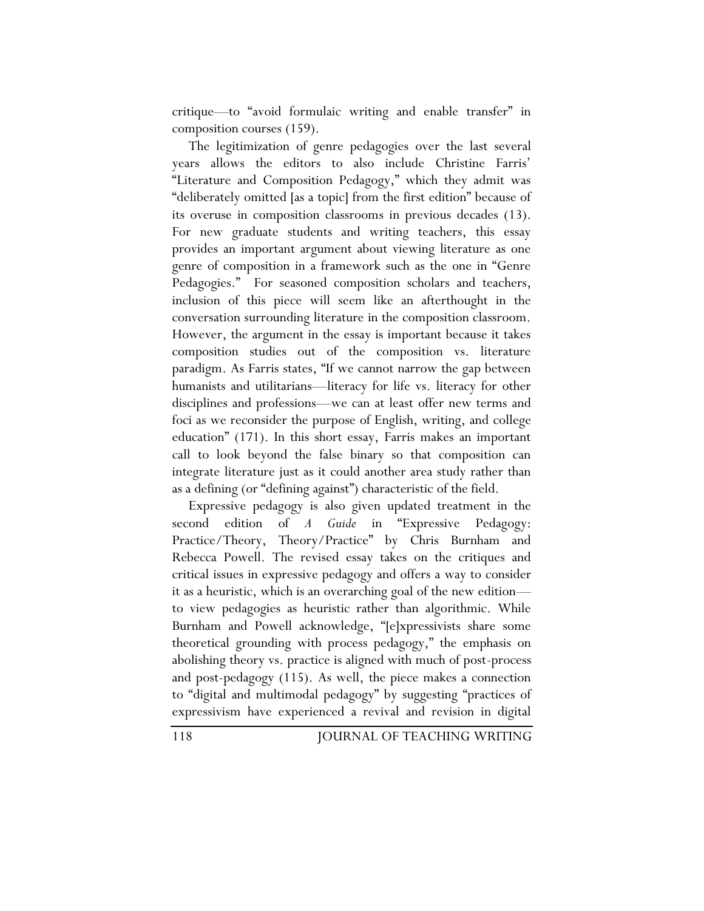critique—to "avoid formulaic writing and enable transfer" in composition courses (159).

The legitimization of genre pedagogies over the last several years allows the editors to also include Christine Farris' "Literature and Composition Pedagogy," which they admit was "deliberately omitted [as a topic] from the first edition" because of its overuse in composition classrooms in previous decades (13). For new graduate students and writing teachers, this essay provides an important argument about viewing literature as one genre of composition in a framework such as the one in "Genre Pedagogies." For seasoned composition scholars and teachers, inclusion of this piece will seem like an afterthought in the conversation surrounding literature in the composition classroom. However, the argument in the essay is important because it takes composition studies out of the composition vs. literature paradigm. As Farris states, "If we cannot narrow the gap between humanists and utilitarians—literacy for life vs. literacy for other disciplines and professions—we can at least offer new terms and foci as we reconsider the purpose of English, writing, and college education" (171). In this short essay, Farris makes an important call to look beyond the false binary so that composition can integrate literature just as it could another area study rather than as a defining (or "defining against") characteristic of the field.

Expressive pedagogy is also given updated treatment in the second edition of *A Guide* in "Expressive Pedagogy: Practice/Theory, Theory/Practice" by Chris Burnham and Rebecca Powell. The revised essay takes on the critiques and critical issues in expressive pedagogy and offers a way to consider it as a heuristic, which is an overarching goal of the new edition—to view pedagogies as heuristic rather than algorithmic. While Burnham and Powell acknowledge, "[e]xpressivists share some theoretical grounding with process pedagogy," the emphasis on abolishing theory vs. practice is aligned with much of post-process and post-pedagogy (115). As well, the piece makes a connection to "digital and multimodal pedagogy" by suggesting "practices of expressivism have experienced a revival and revision in digital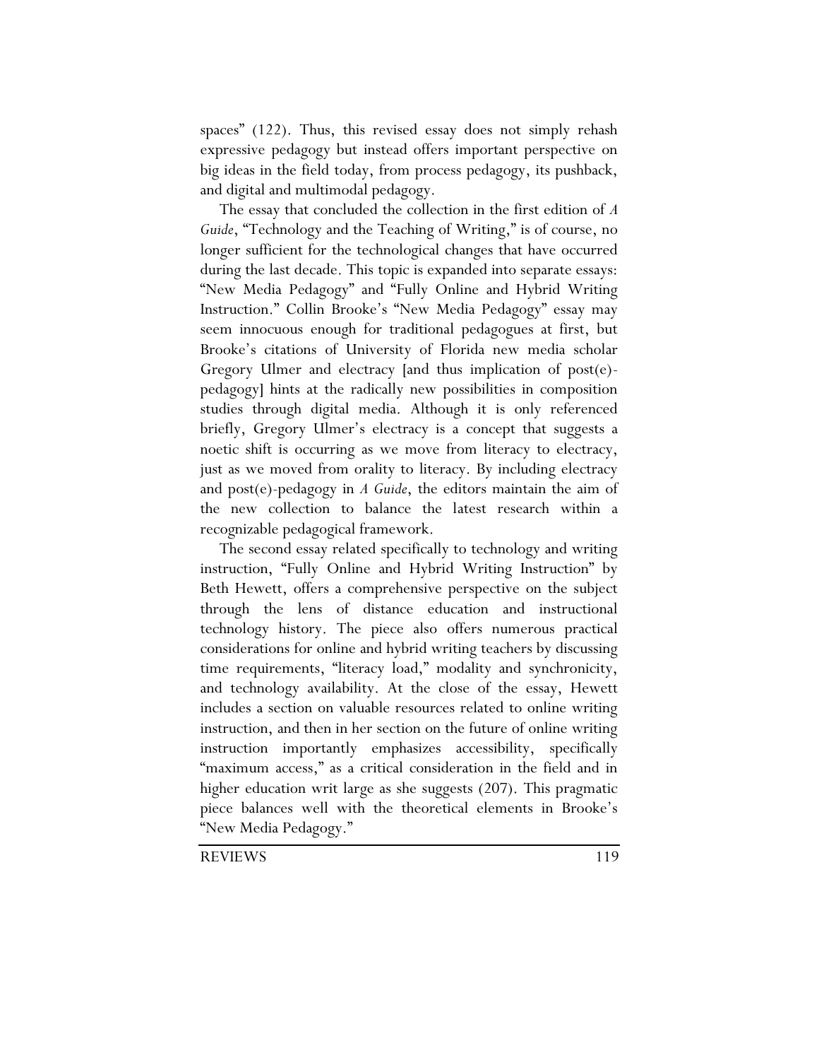spaces" (122). Thus, this revised essay does not simply rehash expressive pedagogy but instead offers important perspective on big ideas in the field today, from process pedagogy, its pushback, and digital and multimodal pedagogy.

The essay that concluded the collection in the first edition of *A Guide*, "Technology and the Teaching of Writing," is of course, no longer sufficient for the technological changes that have occurred during the last decade. This topic is expanded into separate essays: "New Media Pedagogy" and "Fully Online and Hybrid Writing Instruction." Collin Brooke's "New Media Pedagogy" essay may seem innocuous enough for traditional pedagogues at first, but Brooke's citations of University of Florida new media scholar Gregory Ulmer and electracy [and thus implication of post(e)-pedagogy] hints at the radically new possibilities in composition studies through digital media. Although it is only referenced briefly, Gregory Ulmer's electracy is a concept that suggests a noetic shift is occurring as we move from literacy to electracy, just as we moved from orality to literacy. By including electracy and post(e)-pedagogy in *A Guide*, the editors maintain the aim of the new collection to balance the latest research within a recognizable pedagogical framework.

The second essay related specifically to technology and writing instruction, "Fully Online and Hybrid Writing Instruction" by Beth Hewett, offers a comprehensive perspective on the subject through the lens of distance education and instructional technology history. The piece also offers numerous practical considerations for online and hybrid writing teachers by discussing time requirements, "literacy load," modality and synchronicity, and technology availability. At the close of the essay, Hewett includes a section on valuable resources related to online writing instruction, and then in her section on the future of online writing instruction importantly emphasizes accessibility, specifically "maximum access," as a critical consideration in the field and in higher education writ large as she suggests (207). This pragmatic piece balances well with the theoretical elements in Brooke's "New Media Pedagogy."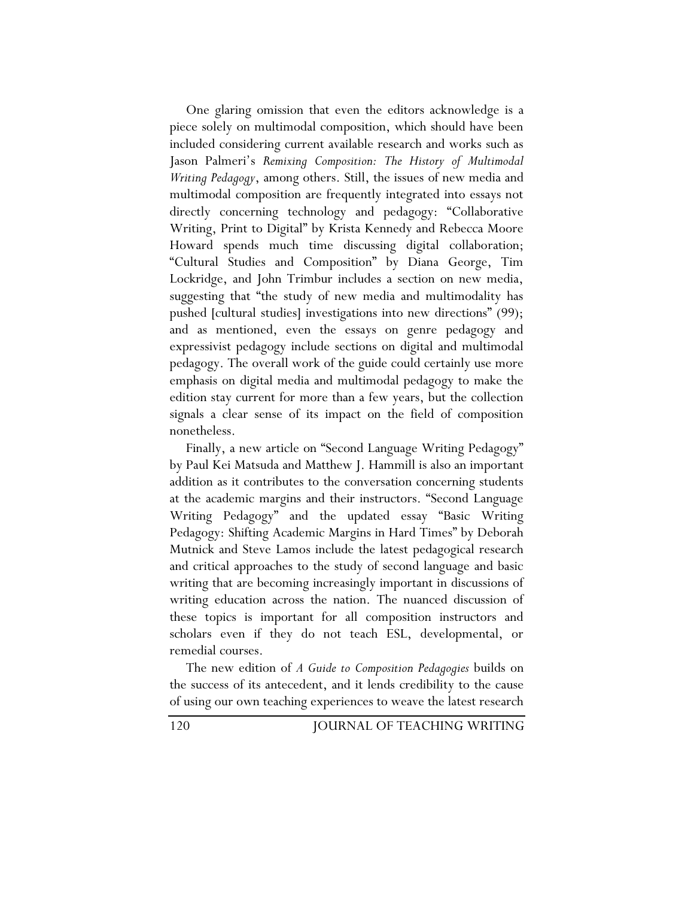One glaring omission that even the editors acknowledge is a piece solely on multimodal composition, which should have been included considering current available research and works such as Jason Palmeri's *Remixing Composition: The History of Multimodal Writing Pedagogy*, among others. Still, the issues of new media and multimodal composition are frequently integrated into essays not directly concerning technology and pedagogy: "Collaborative Writing, Print to Digital" by Krista Kennedy and Rebecca Moore Howard spends much time discussing digital collaboration; "Cultural Studies and Composition" by Diana George, Tim Lockridge, and John Trimbur includes a section on new media, suggesting that "the study of new media and multimodality has pushed [cultural studies] investigations into new directions" (99); and as mentioned, even the essays on genre pedagogy and expressivist pedagogy include sections on digital and multimodal pedagogy. The overall work of the guide could certainly use more emphasis on digital media and multimodal pedagogy to make the edition stay current for more than a few years, but the collection signals a clear sense of its impact on the field of composition nonetheless.

Finally, a new article on "Second Language Writing Pedagogy" by Paul Kei Matsuda and Matthew J. Hammill is also an important addition as it contributes to the conversation concerning students at the academic margins and their instructors. "Second Language Writing Pedagogy" and the updated essay "Basic Writing Pedagogy: Shifting Academic Margins in Hard Times" by Deborah Mutnick and Steve Lamos include the latest pedagogical research and critical approaches to the study of second language and basic writing that are becoming increasingly important in discussions of writing education across the nation. The nuanced discussion of these topics is important for all composition instructors and scholars even if they do not teach ESL, developmental, or remedial courses.

The new edition of *A Guide to Composition Pedagogies* builds on the success of its antecedent, and it lends credibility to the cause of using our own teaching experiences to weave the latest research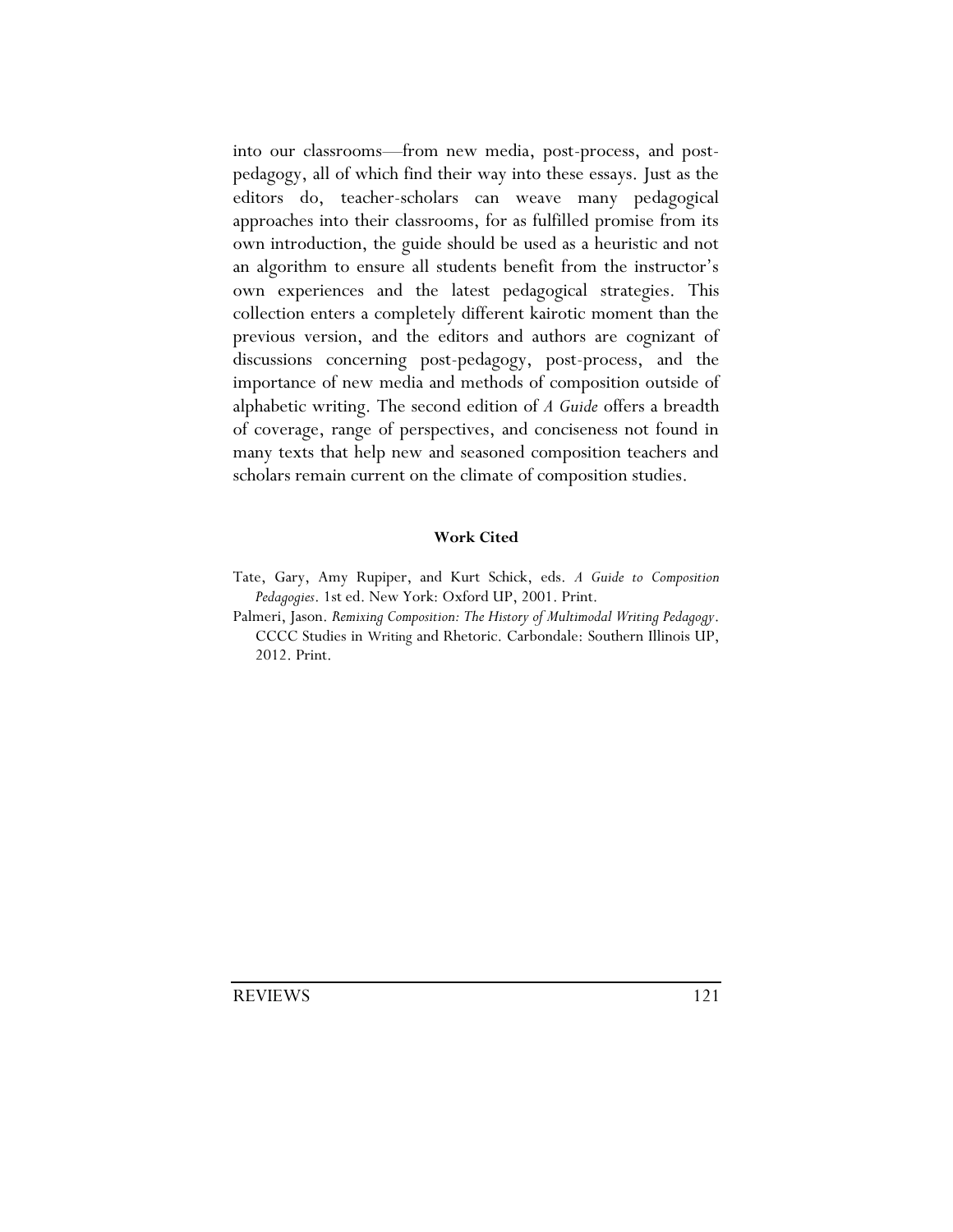into our classrooms—from new media, post-process, and post-pedagogy, all of which find their way into these essays. Just as the editors do, teacher-scholars can weave many pedagogical approaches into their classrooms, for as fulfilled promise from its own introduction, the guide should be used as a heuristic and not an algorithm to ensure all students benefit from the instructor's own experiences and the latest pedagogical strategies. This collection enters a completely different kairotic moment than the previous version, and the editors and authors are cognizant of discussions concerning post-pedagogy, post-process, and the importance of new media and methods of composition outside of alphabetic writing. The second edition of *A Guide* offers a breadth of coverage, range of perspectives, and conciseness not found in many texts that help new and seasoned composition teachers and scholars remain current on the climate of composition studies.

#### Work Cited

Tate, Gary, Amy Rupiper, and Kurt Schick, eds. *A Guide to Composition Pedagogies*. 1st ed. New York: Oxford UP, 2001. Print.

Palmeri, Jason. *Remixing Composition: The History of Multimodal Writing Pedagogy*. CCCC Studies in Writing and Rhetoric. Carbondale: Southern Illinois UP, 2012. Print.